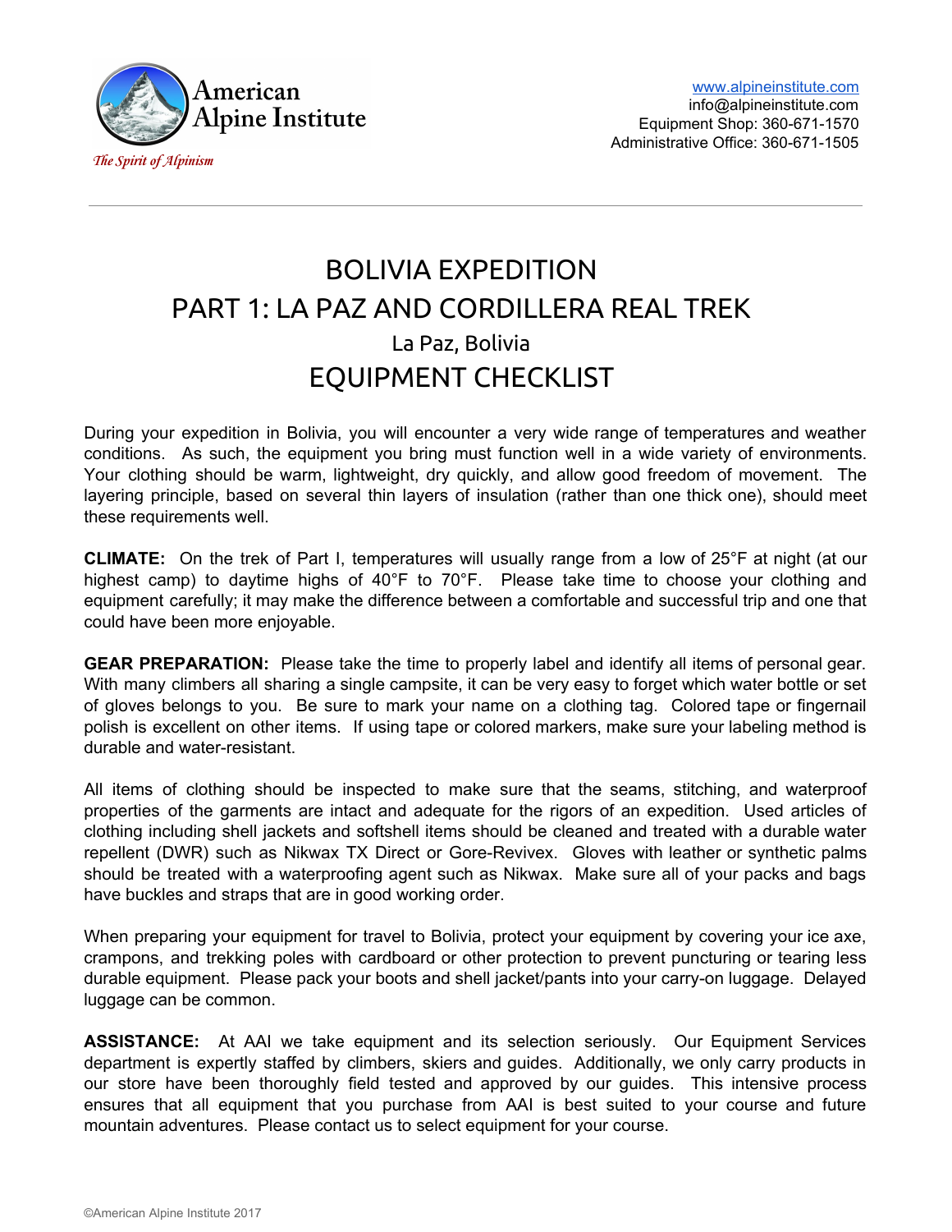American Alpine Institute

*The Spirit of Alpinism*

www.alpineinstitute.com
info@alpineinstitute.com
Equipment Shop: 360-671-1570
Administrative Office: 360-671-1505

# BOLIVIA EXPEDITION
# PART 1: LA PAZ AND CORDILLERA REAL TREK
## La Paz, Bolivia
# EQUIPMENT CHECKLIST

During your expedition in Bolivia, you will encounter a very wide range of temperatures and weather conditions. As such, the equipment you bring must function well in a wide variety of environments. Your clothing should be warm, lightweight, dry quickly, and allow good freedom of movement. The layering principle, based on several thin layers of insulation (rather than one thick one), should meet these requirements well.

**CLIMATE:** On the trek of Part I, temperatures will usually range from a low of 25°F at night (at our highest camp) to daytime highs of 40°F to 70°F. Please take time to choose your clothing and equipment carefully; it may make the difference between a comfortable and successful trip and one that could have been more enjoyable.

**GEAR PREPARATION:** Please take the time to properly label and identify all items of personal gear. With many climbers all sharing a single campsite, it can be very easy to forget which water bottle or set of gloves belongs to you. Be sure to mark your name on a clothing tag. Colored tape or fingernail polish is excellent on other items. If using tape or colored markers, make sure your labeling method is durable and water-resistant.

All items of clothing should be inspected to make sure that the seams, stitching, and waterproof properties of the garments are intact and adequate for the rigors of an expedition. Used articles of clothing including shell jackets and softshell items should be cleaned and treated with a durable water repellent (DWR) such as Nikwax TX Direct or Gore-Revivex. Gloves with leather or synthetic palms should be treated with a waterproofing agent such as Nikwax. Make sure all of your packs and bags have buckles and straps that are in good working order.

When preparing your equipment for travel to Bolivia, protect your equipment by covering your ice axe, crampons, and trekking poles with cardboard or other protection to prevent puncturing or tearing less durable equipment. Please pack your boots and shell jacket/pants into your carry-on luggage. Delayed luggage can be common.

**ASSISTANCE:** At AAI we take equipment and its selection seriously. Our Equipment Services department is expertly staffed by climbers, skiers and guides. Additionally, we only carry products in our store have been thoroughly field tested and approved by our guides. This intensive process ensures that all equipment that you purchase from AAI is best suited to your course and future mountain adventures. Please contact us to select equipment for your course.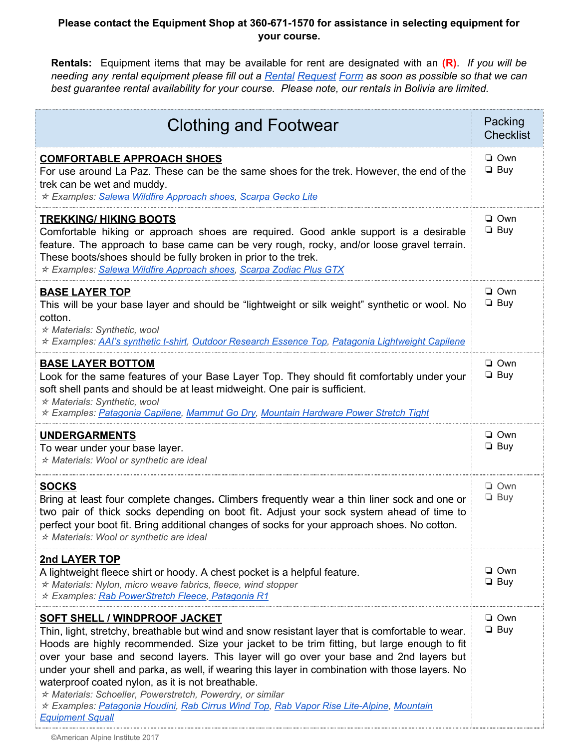**Please contact the Equipment Shop at 360-671-1570 for assistance in selecting equipment for your course.**

**Rentals:** Equipment items that may be available for rent are designated with an **(R)**. *If you will be needing any rental equipment please fill out a Rental Request Form as soon as possible so that we can best guarantee rental availability for your course. Please note, our rentals in Bolivia are limited.*

| Clothing and Footwear | Packing Checklist |
|---|---|
| **COMFORTABLE APPROACH SHOES**<br>For use around La Paz. These can be the same shoes for the trek. However, the end of the trek can be wet and muddy.<br>✫ *Examples: Salewa Wildfire Approach shoes, Scarpa Gecko Lite* | ❏ Own<br>❏ Buy |
| **TREKKING/ HIKING BOOTS**<br>Comfortable hiking or approach shoes are required. Good ankle support is a desirable feature. The approach to base came can be very rough, rocky, and/or loose gravel terrain. These boots/shoes should be fully broken in prior to the trek.<br>✫ *Examples: Salewa Wildfire Approach shoes, Scarpa Zodiac Plus GTX* | ❏ Own<br>❏ Buy |
| **BASE LAYER TOP**<br>This will be your base layer and should be "lightweight or silk weight" synthetic or wool. No cotton.<br>✫ *Materials: Synthetic, wool*<br>✫ *Examples: AAI's synthetic t-shirt, Outdoor Research Essence Top, Patagonia Lightweight Capilene* | ❏ Own<br>❏ Buy |
| **BASE LAYER BOTTOM**<br>Look for the same features of your Base Layer Top. They should fit comfortably under your soft shell pants and should be at least midweight. One pair is sufficient.<br>✫ *Materials: Synthetic, wool*<br>✫ *Examples: Patagonia Capilene, Mammut Go Dry, Mountain Hardware Power Stretch Tight* | ❏ Own<br>❏ Buy |
| **UNDERGARMENTS**<br>To wear under your base layer.<br>✫ *Materials: Wool or synthetic are ideal* | ❏ Own<br>❏ Buy |
| **SOCKS**<br>Bring at least four complete changes. Climbers frequently wear a thin liner sock and one or two pair of thick socks depending on boot fit. Adjust your sock system ahead of time to perfect your boot fit. Bring additional changes of socks for your approach shoes. No cotton.<br>✫ *Materials: Wool or synthetic are ideal* | ❏ Own<br>❏ Buy |
| **2nd LAYER TOP**<br>A lightweight fleece shirt or hoody. A chest pocket is a helpful feature.<br>✫ *Materials: Nylon, micro weave fabrics, fleece, wind stopper*<br>✫ *Examples: Rab PowerStretch Fleece, Patagonia R1* | ❏ Own<br>❏ Buy |
| **SOFT SHELL / WINDPROOF JACKET**<br>Thin, light, stretchy, breathable but wind and snow resistant layer that is comfortable to wear. Hoods are highly recommended. Size your jacket to be trim fitting, but large enough to fit over your base and second layers. This layer will go over your base and 2nd layers but under your shell and parka, as well, if wearing this layer in combination with those layers. No waterproof coated nylon, as it is not breathable.<br>✫ *Materials: Schoeller, Powerstretch, Powerdry, or similar*<br>✫ *Examples: Patagonia Houdini, Rab Cirrus Wind Top, Rab Vapor Rise Lite-Alpine, Mountain Equipment Squall* | ❏ Own<br>❏ Buy |

©American Alpine Institute 2017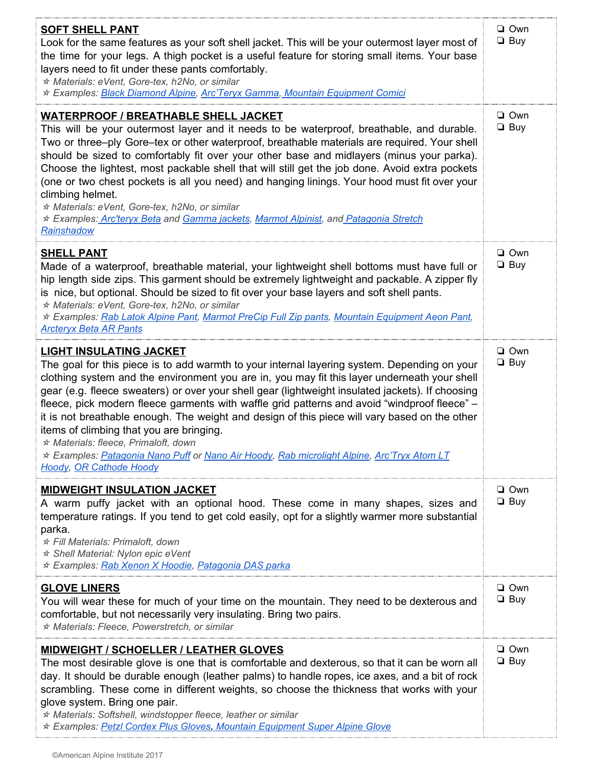| | |
|---|---|
| **SOFT SHELL PANT**<br>Look for the same features as your soft shell jacket. This will be your outermost layer most of the time for your legs. A thigh pocket is a useful feature for storing small items. Your base layers need to fit under these pants comfortably.<br>✰ *Materials: eVent, Gore-tex, h2No, or similar*<br>✰ *Examples: Black Diamond Alpine, Arc'Teryx Gamma, Mountain Equipment Comici* | ❏ Own<br>❏ Buy |
| **WATERPROOF / BREATHABLE SHELL JACKET**<br>This will be your outermost layer and it needs to be waterproof, breathable, and durable. Two or three–ply Gore–tex or other waterproof, breathable materials are required. Your shell should be sized to comfortably fit over your other base and midlayers (minus your parka). Choose the lightest, most packable shell that will still get the job done. Avoid extra pockets (one or two chest pockets is all you need) and hanging linings. Your hood must fit over your climbing helmet.<br>✰ *Materials: eVent, Gore-tex, h2No, or similar*<br>✰ *Examples: Arc'teryx Beta and Gamma jackets, Marmot Alpinist, and Patagonia Stretch Rainshadow* | ❏ Own<br>❏ Buy |
| **SHELL PANT**<br>Made of a waterproof, breathable material, your lightweight shell bottoms must have full or hip length side zips. This garment should be extremely lightweight and packable. A zipper fly is nice, but optional. Should be sized to fit over your base layers and soft shell pants.<br>✰ *Materials: eVent, Gore-tex, h2No, or similar*<br>✰ *Examples: Rab Latok Alpine Pant, Marmot PreCip Full Zip pants, Mountain Equipment Aeon Pant, Arcteryx Beta AR Pants* | ❏ Own<br>❏ Buy |
| **LIGHT INSULATING JACKET**<br>The goal for this piece is to add warmth to your internal layering system. Depending on your clothing system and the environment you are in, you may fit this layer underneath your shell gear (e.g. fleece sweaters) or over your shell gear (lightweight insulated jackets). If choosing fleece, pick modern fleece garments with waffle grid patterns and avoid "windproof fleece" – it is not breathable enough. The weight and design of this piece will vary based on the other items of climbing that you are bringing.<br>✰ *Materials: fleece, Primaloft, down*<br>✰ *Examples: Patagonia Nano Puff or Nano Air Hoody, Rab microlight Alpine, Arc'Tryx Atom LT Hoody, OR Cathode Hoody* | ❏ Own<br>❏ Buy |
| **MIDWEIGHT INSULATION JACKET**<br>A warm puffy jacket with an optional hood. These come in many shapes, sizes and temperature ratings. If you tend to get cold easily, opt for a slightly warmer more substantial parka.<br>✰ *Fill Materials: Primaloft, down*<br>✰ *Shell Material: Nylon epic eVent*<br>✰ *Examples: Rab Xenon X Hoodie, Patagonia DAS parka* | ❏ Own<br>❏ Buy |
| **GLOVE LINERS**<br>You will wear these for much of your time on the mountain. They need to be dexterous and comfortable, but not necessarily very insulating. Bring two pairs.<br>✰ *Materials: Fleece, Powerstretch, or similar* | ❏ Own<br>❏ Buy |
| **MIDWEIGHT / SCHOELLER / LEATHER GLOVES**<br>The most desirable glove is one that is comfortable and dexterous, so that it can be worn all day. It should be durable enough (leather palms) to handle ropes, ice axes, and a bit of rock scrambling. These come in different weights, so choose the thickness that works with your glove system. Bring one pair.<br>✰ *Materials: Softshell, windstopper fleece, leather or similar*<br>✰ *Examples: Petzl Cordex Plus Gloves, Mountain Equipment Super Alpine Glove* | ❏ Own<br>❏ Buy |

©American Alpine Institute 2017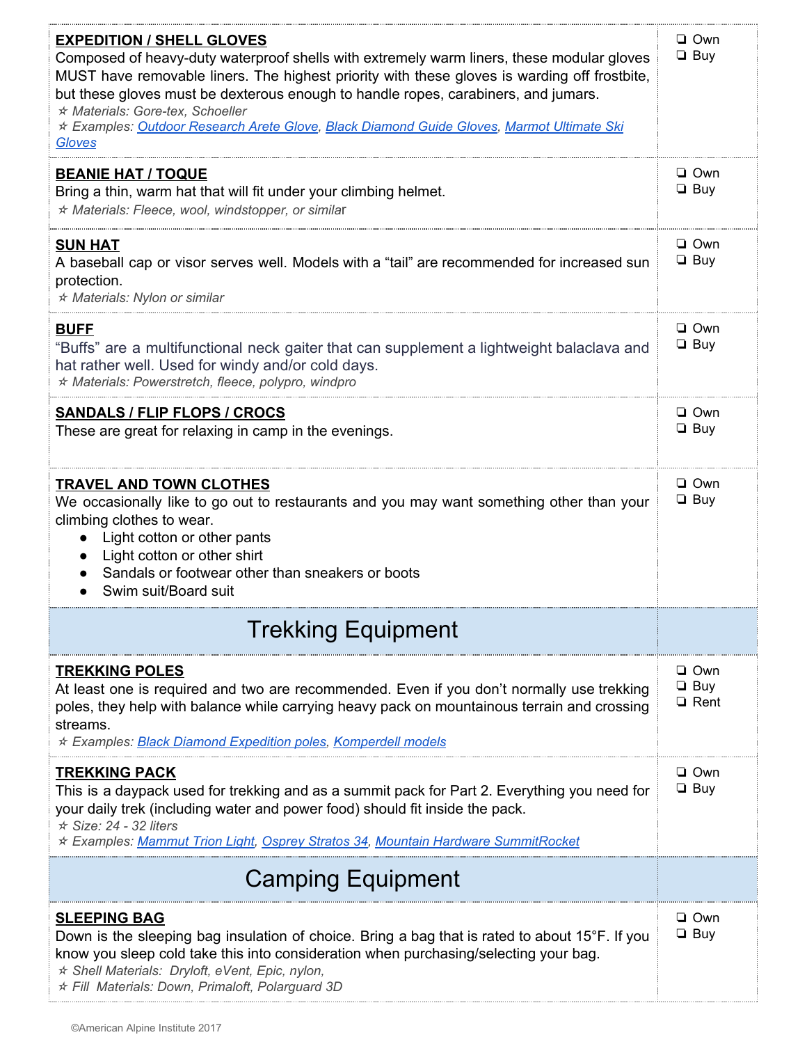| | |
|---|---|
| **EXPEDITION / SHELL GLOVES**<br>Composed of heavy-duty waterproof shells with extremely warm liners, these modular gloves MUST have removable liners. The highest priority with these gloves is warding off frostbite, but these gloves must be dexterous enough to handle ropes, carabiners, and jumars.<br>*✰ Materials: Gore-tex, Schoeller*<br>*✰ Examples: Outdoor Research Arete Glove, Black Diamond Guide Gloves, Marmot Ultimate Ski Gloves* | ❑ Own<br>❑ Buy |
| **BEANIE HAT / TOQUE**<br>Bring a thin, warm hat that will fit under your climbing helmet.<br>*✰ Materials: Fleece, wool, windstopper, or similar* | ❑ Own<br>❑ Buy |
| **SUN HAT**<br>A baseball cap or visor serves well. Models with a "tail" are recommended for increased sun protection.<br>*✰ Materials: Nylon or similar* | ❑ Own<br>❑ Buy |
| **BUFF**<br>"Buffs" are a multifunctional neck gaiter that can supplement a lightweight balaclava and hat rather well. Used for windy and/or cold days.<br>*✰ Materials: Powerstretch, fleece, polypro, windpro* | ❑ Own<br>❑ Buy |
| **SANDALS / FLIP FLOPS / CROCS**<br>These are great for relaxing in camp in the evenings. | ❑ Own<br>❑ Buy |
| **TRAVEL AND TOWN CLOTHES**<br>We occasionally like to go out to restaurants and you may want something other than your climbing clothes to wear.<br>• Light cotton or other pants<br>• Light cotton or other shirt<br>• Sandals or footwear other than sneakers or boots<br>• Swim suit/Board suit | ❑ Own<br>❑ Buy |
| **Trekking Equipment** | |
| **TREKKING POLES**<br>At least one is required and two are recommended. Even if you don't normally use trekking poles, they help with balance while carrying heavy pack on mountainous terrain and crossing streams.<br>*✰ Examples: Black Diamond Expedition poles, Komperdell models* | ❑ Own<br>❑ Buy<br>❑ Rent |
| **TREKKING PACK**<br>This is a daypack used for trekking and as a summit pack for Part 2. Everything you need for your daily trek (including water and power food) should fit inside the pack.<br>*✰ Size: 24 - 32 liters*<br>*✰ Examples: Mammut Trion Light, Osprey Stratos 34, Mountain Hardware SummitRocket* | ❑ Own<br>❑ Buy |
| **Camping Equipment** | |
| **SLEEPING BAG**<br>Down is the sleeping bag insulation of choice. Bring a bag that is rated to about 15°F. If you know you sleep cold take this into consideration when purchasing/selecting your bag.<br>*✰ Shell Materials: Dryloft, eVent, Epic, nylon,*<br>*✰ Fill Materials: Down, Primaloft, Polarguard 3D* | ❑ Own<br>❑ Buy |

©American Alpine Institute 2017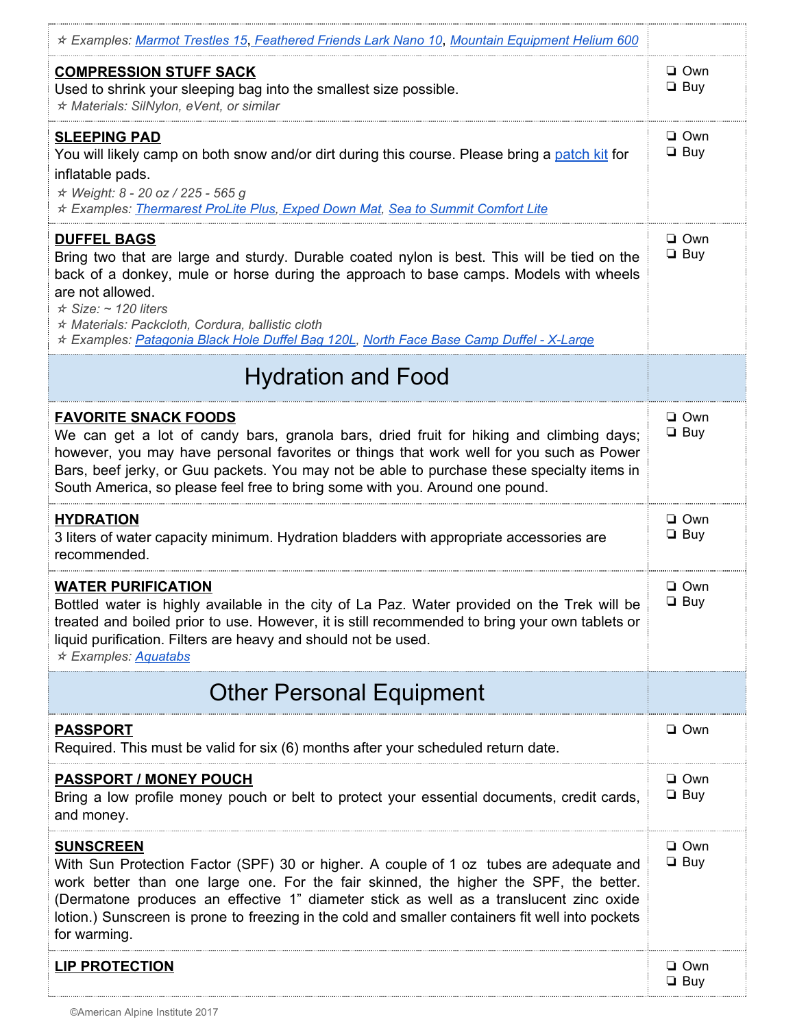| | |
|---|---|
| ✰ Examples: Marmot Trestles 15, Feathered Friends Lark Nano 10, Mountain Equipment Helium 600 | |
| **COMPRESSION STUFF SACK**<br>Used to shrink your sleeping bag into the smallest size possible.<br>✰ *Materials: SilNylon, eVent, or similar* | ❏ Own<br>❏ Buy |
| **SLEEPING PAD**<br>You will likely camp on both snow and/or dirt during this course. Please bring a patch kit for inflatable pads.<br>✰ *Weight: 8 - 20 oz / 225 - 565 g*<br>✰ *Examples: Thermarest ProLite Plus, Exped Down Mat, Sea to Summit Comfort Lite* | ❏ Own<br>❏ Buy |
| **DUFFEL BAGS**<br>Bring two that are large and sturdy. Durable coated nylon is best. This will be tied on the back of a donkey, mule or horse during the approach to base camps. Models with wheels are not allowed.<br>✰ *Size: ~ 120 liters*<br>✰ *Materials: Packcloth, Cordura, ballistic cloth*<br>✰ *Examples: Patagonia Black Hole Duffel Bag 120L, North Face Base Camp Duffel - X-Large* | ❏ Own<br>❏ Buy |
| **Hydration and Food** | |
| **FAVORITE SNACK FOODS**<br>We can get a lot of candy bars, granola bars, dried fruit for hiking and climbing days; however, you may have personal favorites or things that work well for you such as Power Bars, beef jerky, or Guu packets. You may not be able to purchase these specialty items in South America, so please feel free to bring some with you. Around one pound. | ❏ Own<br>❏ Buy |
| **HYDRATION**<br>3 liters of water capacity minimum. Hydration bladders with appropriate accessories are recommended. | ❏ Own<br>❏ Buy |
| **WATER PURIFICATION**<br>Bottled water is highly available in the city of La Paz. Water provided on the Trek will be treated and boiled prior to use. However, it is still recommended to bring your own tablets or liquid purification. Filters are heavy and should not be used.<br>✰ *Examples: Aquatabs* | ❏ Own<br>❏ Buy |
| **Other Personal Equipment** | |
| **PASSPORT**<br>Required. This must be valid for six (6) months after your scheduled return date. | ❏ Own |
| **PASSPORT / MONEY POUCH**<br>Bring a low profile money pouch or belt to protect your essential documents, credit cards, and money. | ❏ Own<br>❏ Buy |
| **SUNSCREEN**<br>With Sun Protection Factor (SPF) 30 or higher. A couple of 1 oz tubes are adequate and work better than one large one. For the fair skinned, the higher the SPF, the better. (Dermatone produces an effective 1" diameter stick as well as a translucent zinc oxide lotion.) Sunscreen is prone to freezing in the cold and smaller containers fit well into pockets for warming. | ❏ Own<br>❏ Buy |
| **LIP PROTECTION** | ❏ Own<br>❏ Buy |

©American Alpine Institute 2017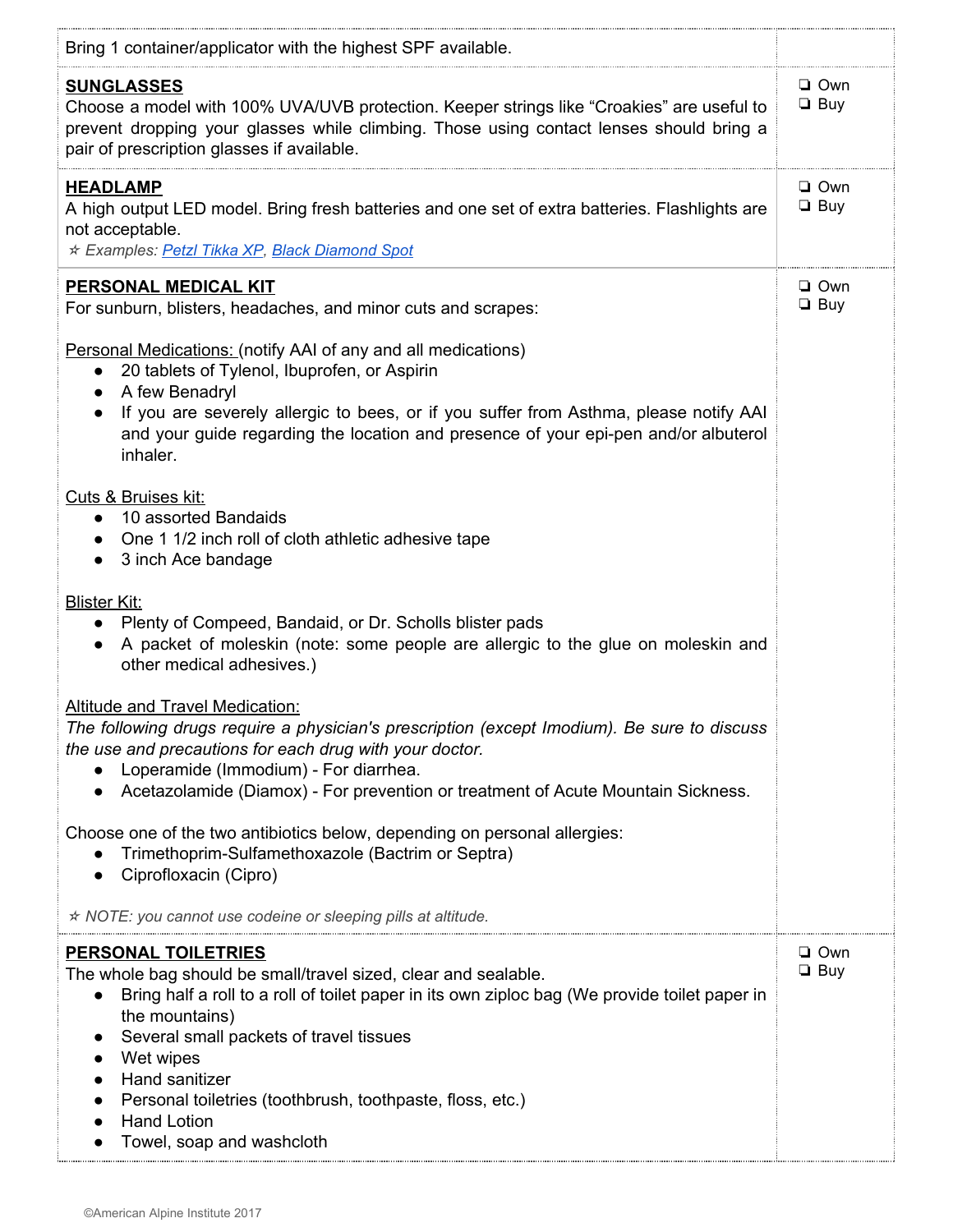| | |
|---|---|
| Bring 1 container/applicator with the highest SPF available. | |
| **SUNGLASSES**<br>Choose a model with 100% UVA/UVB protection. Keeper strings like "Croakies" are useful to prevent dropping your glasses while climbing. Those using contact lenses should bring a pair of prescription glasses if available. | ❏ Own<br>❏ Buy |
| **HEADLAMP**<br>A high output LED model. Bring fresh batteries and one set of extra batteries. Flashlights are not acceptable.<br>✫ *Examples: Petzl Tikka XP, Black Diamond Spot* | ❏ Own<br>❏ Buy |
| **PERSONAL MEDICAL KIT**<br>For sunburn, blisters, headaches, and minor cuts and scrapes:<br><br>Personal Medications: (notify AAI of any and all medications)<br>• 20 tablets of Tylenol, Ibuprofen, or Aspirin<br>• A few Benadryl<br>• If you are severely allergic to bees, or if you suffer from Asthma, please notify AAI and your guide regarding the location and presence of your epi-pen and/or albuterol inhaler.<br><br>Cuts & Bruises kit:<br>• 10 assorted Bandaids<br>• One 1 1/2 inch roll of cloth athletic adhesive tape<br>• 3 inch Ace bandage<br><br>Blister Kit:<br>• Plenty of Compeed, Bandaid, or Dr. Scholls blister pads<br>• A packet of moleskin (note: some people are allergic to the glue on moleskin and other medical adhesives.)<br><br>Altitude and Travel Medication:<br>*The following drugs require a physician's prescription (except Imodium). Be sure to discuss the use and precautions for each drug with your doctor.*<br>• Loperamide (Immodium) - For diarrhea.<br>• Acetazolamide (Diamox) - For prevention or treatment of Acute Mountain Sickness.<br><br>Choose one of the two antibiotics below, depending on personal allergies:<br>• Trimethoprim-Sulfamethoxazole (Bactrim or Septra)<br>• Ciprofloxacin (Cipro)<br><br>✫ *NOTE: you cannot use codeine or sleeping pills at altitude.* | ❏ Own<br>❏ Buy |
| **PERSONAL TOILETRIES**<br>The whole bag should be small/travel sized, clear and sealable.<br>• Bring half a roll to a roll of toilet paper in its own ziploc bag (We provide toilet paper in the mountains)<br>• Several small packets of travel tissues<br>• Wet wipes<br>• Hand sanitizer<br>• Personal toiletries (toothbrush, toothpaste, floss, etc.)<br>• Hand Lotion<br>• Towel, soap and washcloth | ❏ Own<br>❏ Buy |

©American Alpine Institute 2017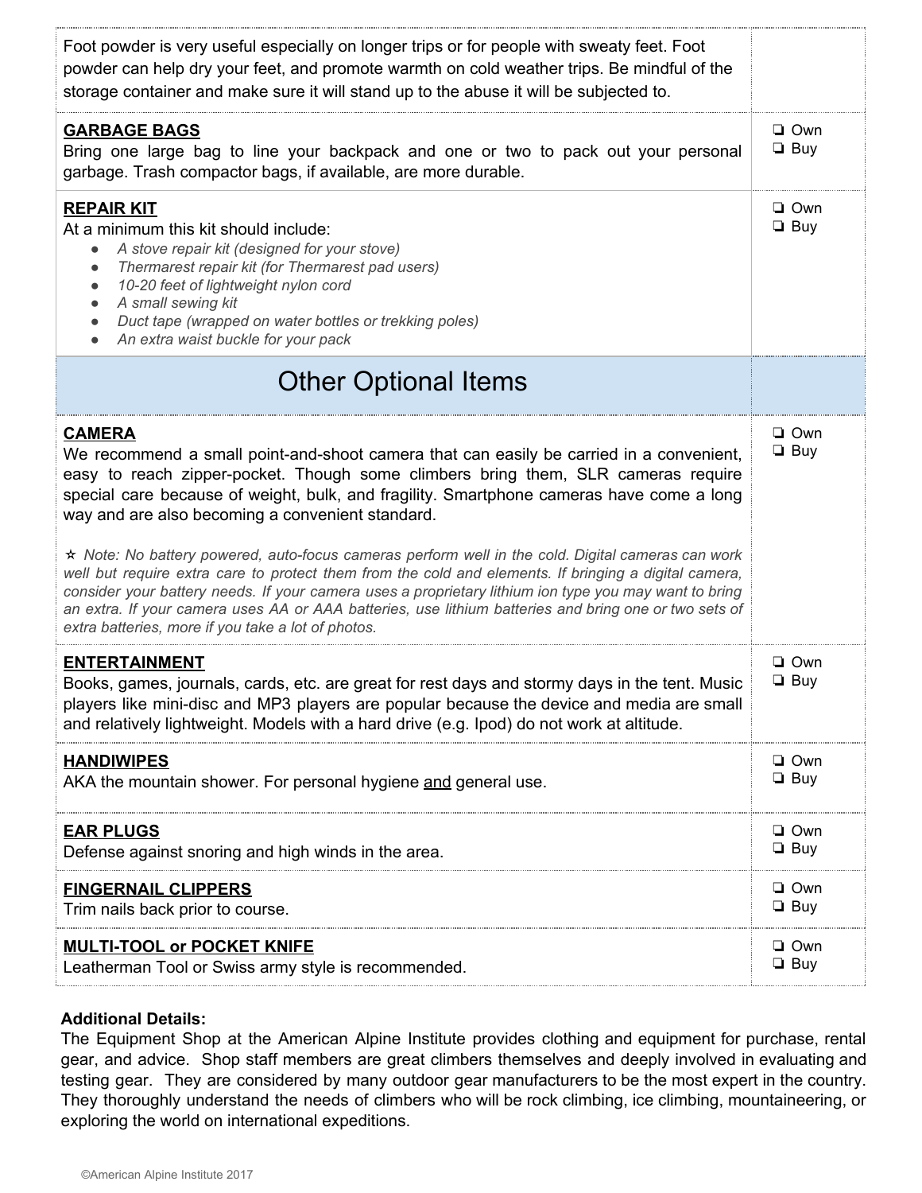| | |
|---|---|
| Foot powder is very useful especially on longer trips or for people with sweaty feet. Foot powder can help dry your feet, and promote warmth on cold weather trips. Be mindful of the storage container and make sure it will stand up to the abuse it will be subjected to. | |
| **GARBAGE BAGS**<br>Bring one large bag to line your backpack and one or two to pack out your personal garbage. Trash compactor bags, if available, are more durable. | ❏ Own<br>❏ Buy |
| **REPAIR KIT**<br>At a minimum this kit should include:<br>● *A stove repair kit (designed for your stove)*<br>● *Thermarest repair kit (for Thermarest pad users)*<br>● *10-20 feet of lightweight nylon cord*<br>● *A small sewing kit*<br>● *Duct tape (wrapped on water bottles or trekking poles)*<br>● *An extra waist buckle for your pack* | ❏ Own<br>❏ Buy |
| **Other Optional Items** | |
| **CAMERA**<br>We recommend a small point-and-shoot camera that can easily be carried in a convenient, easy to reach zipper-pocket. Though some climbers bring them, SLR cameras require special care because of weight, bulk, and fragility. Smartphone cameras have come a long way and are also becoming a convenient standard.<br><br>⭐ *Note: No battery powered, auto-focus cameras perform well in the cold. Digital cameras can work well but require extra care to protect them from the cold and elements. If bringing a digital camera, consider your battery needs. If your camera uses a proprietary lithium ion type you may want to bring an extra. If your camera uses AA or AAA batteries, use lithium batteries and bring one or two sets of extra batteries, more if you take a lot of photos.* | ❏ Own<br>❏ Buy |
| **ENTERTAINMENT**<br>Books, games, journals, cards, etc. are great for rest days and stormy days in the tent. Music players like mini-disc and MP3 players are popular because the device and media are small and relatively lightweight. Models with a hard drive (e.g. Ipod) do not work at altitude. | ❏ Own<br>❏ Buy |
| **HANDIWIPES**<br>AKA the mountain shower. For personal hygiene and general use. | ❏ Own<br>❏ Buy |
| **EAR PLUGS**<br>Defense against snoring and high winds in the area. | ❏ Own<br>❏ Buy |
| **FINGERNAIL CLIPPERS**<br>Trim nails back prior to course. | ❏ Own<br>❏ Buy |
| **MULTI-TOOL or POCKET KNIFE**<br>Leatherman Tool or Swiss army style is recommended. | ❏ Own<br>❏ Buy |

**Additional Details:**

The Equipment Shop at the American Alpine Institute provides clothing and equipment for purchase, rental gear, and advice. Shop staff members are great climbers themselves and deeply involved in evaluating and testing gear. They are considered by many outdoor gear manufacturers to be the most expert in the country. They thoroughly understand the needs of climbers who will be rock climbing, ice climbing, mountaineering, or exploring the world on international expeditions.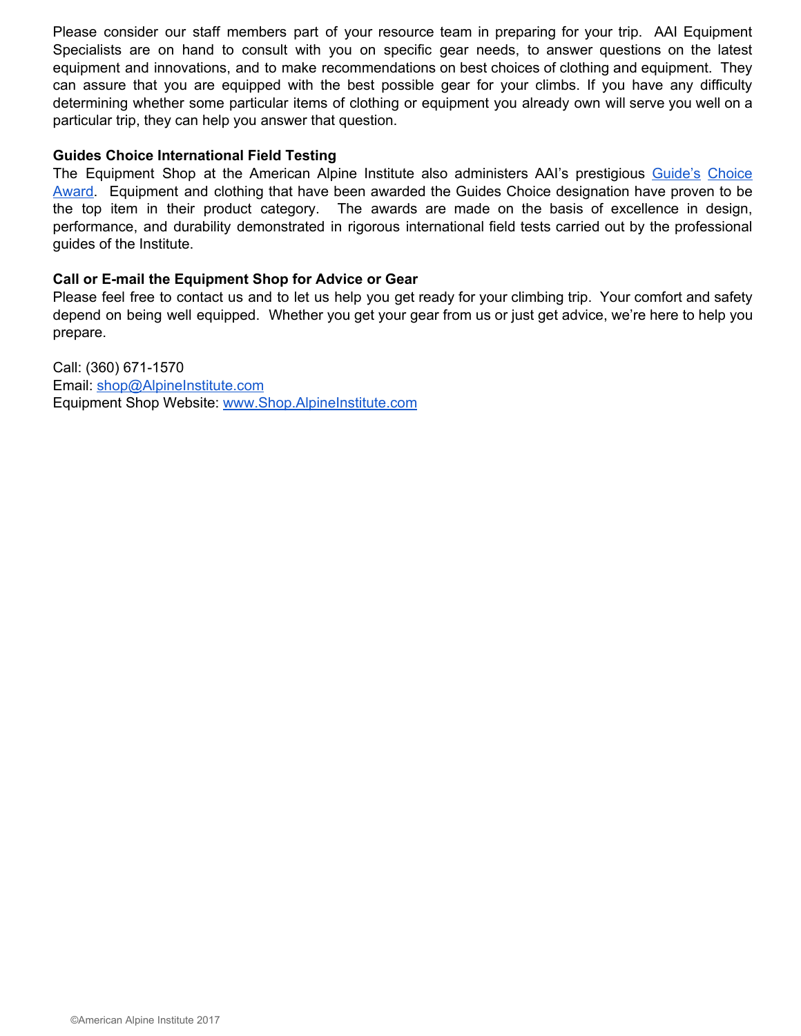Please consider our staff members part of your resource team in preparing for your trip. AAI Equipment Specialists are on hand to consult with you on specific gear needs, to answer questions on the latest equipment and innovations, and to make recommendations on best choices of clothing and equipment. They can assure that you are equipped with the best possible gear for your climbs. If you have any difficulty determining whether some particular items of clothing or equipment you already own will serve you well on a particular trip, they can help you answer that question.

**Guides Choice International Field Testing**

The Equipment Shop at the American Alpine Institute also administers AAI's prestigious Guide's Choice Award. Equipment and clothing that have been awarded the Guides Choice designation have proven to be the top item in their product category. The awards are made on the basis of excellence in design, performance, and durability demonstrated in rigorous international field tests carried out by the professional guides of the Institute.

**Call or E-mail the Equipment Shop for Advice or Gear**

Please feel free to contact us and to let us help you get ready for your climbing trip. Your comfort and safety depend on being well equipped. Whether you get your gear from us or just get advice, we're here to help you prepare.

Call: (360) 671-1570
Email: shop@AlpineInstitute.com
Equipment Shop Website: www.Shop.AlpineInstitute.com

©American Alpine Institute 2017